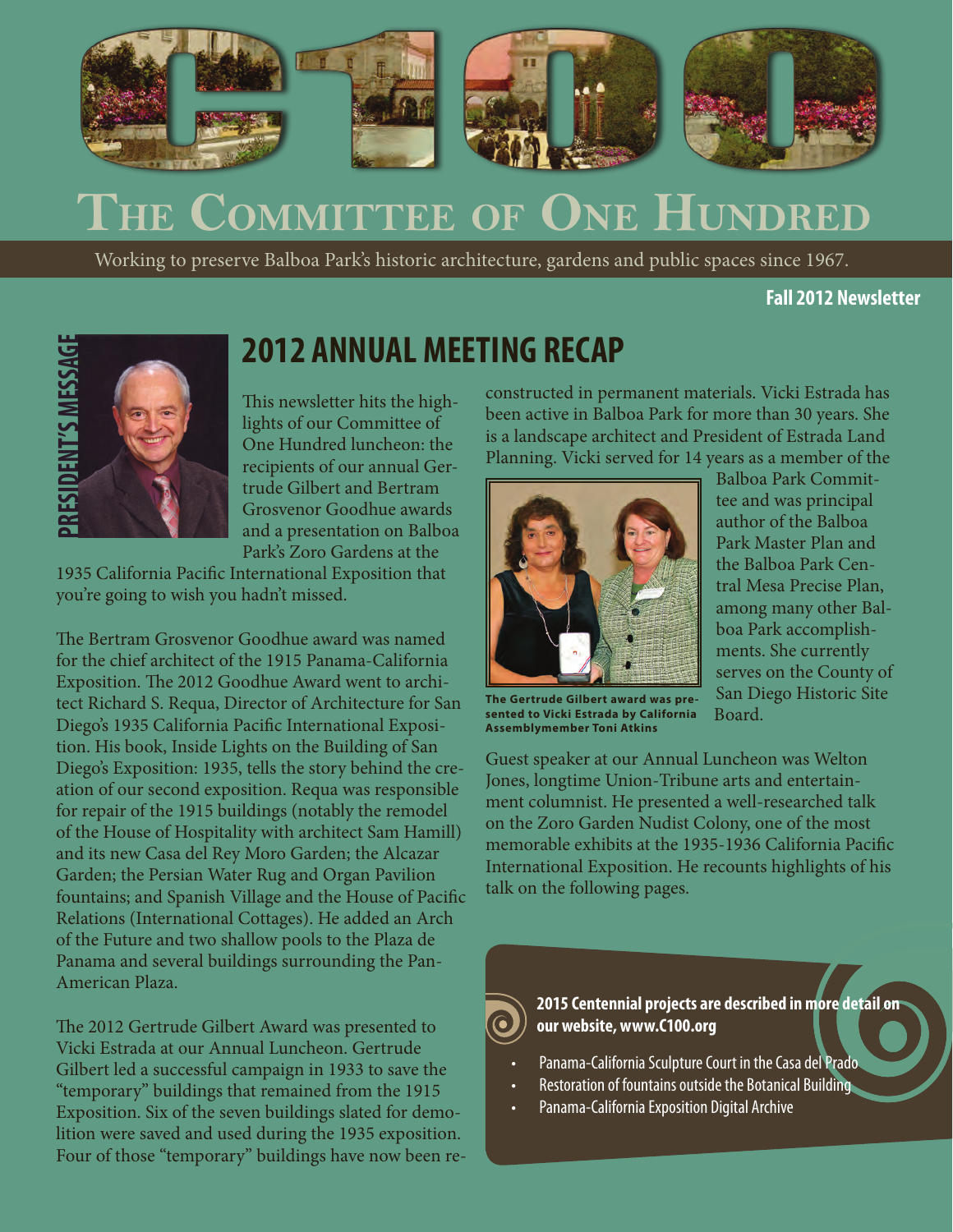# THE COMMITTEE OF ONE HUNDRED

Working to preserve Balboa Park's historic architecture, gardens and public spaces since 1967.

**Fall 2012 Newsletter**

PRESIDENT'S MESSAGE

## 2012 ANNUAL MEETING RECAP

This newsletter hits the highlights of our Committee of One Hundred luncheon: the recipients of our annual Gertrude Gilbert and Bertram Grosvenor Goodhue awards and a presentation on Balboa Park's Zoro Gardens at the 1935 California Pacific International Exposition that you're going to wish you hadn't missed.

The Bertram Grosvenor Goodhue award was named for the chief architect of the 1915 Panama-California Exposition. The 2012 Goodhue Award went to architect Richard S. Requa, Director of Architecture for San Diego's 1935 California Pacific International Exposition. His book, Inside Lights on the Building of San Diego's Exposition: 1935, tells the story behind the creation of our second exposition. Requa was responsible for repair of the 1915 buildings (notably the remodel of the House of Hospitality with architect Sam Hamill) and its new Casa del Rey Moro Garden; the Alcazar Garden; the Persian Water Rug and Organ Pavilion fountains; and Spanish Village and the House of Pacific Relations (International Cottages). He added an Arch of the Future and two shallow pools to the Plaza de Panama and several buildings surrounding the Pan-American Plaza.

The 2012 Gertrude Gilbert Award was presented to Vicki Estrada at our Annual Luncheon. Gertrude Gilbert led a successful campaign in 1933 to save the "temporary" buildings that remained from the 1915 Exposition. Six of the seven buildings slated for demolition were saved and used during the 1935 exposition. Four of those "temporary" buildings have now been reconstructed in permanent materials. Vicki Estrada has been active in Balboa Park for more than 30 years. She is a landscape architect and President of Estrada Land Planning. Vicki served for 14 years as a member of the Balboa Park Committee and was principal author of the Balboa Park Master Plan and the Balboa Park Central Mesa Precise Plan, among many other Balboa Park accomplishments. She currently serves on the County of San Diego Historic Site Board.

**The Gertrude Gilbert award was presented to Vicki Estrada by California Assemblymember Toni Atkins**

Guest speaker at our Annual Luncheon was Welton Jones, longtime Union-Tribune arts and entertainment columnist. He presented a well-researched talk on the Zoro Garden Nudist Colony, one of the most memorable exhibits at the 1935-1936 California Pacific International Exposition. He recounts highlights of his talk on the following pages.

**2015 Centennial projects are described in more detail on our website, www.C100.org**

- Panama-California Sculpture Court in the Casa del Prado
- Restoration of fountains outside the Botanical Building
- Panama-California Exposition Digital Archive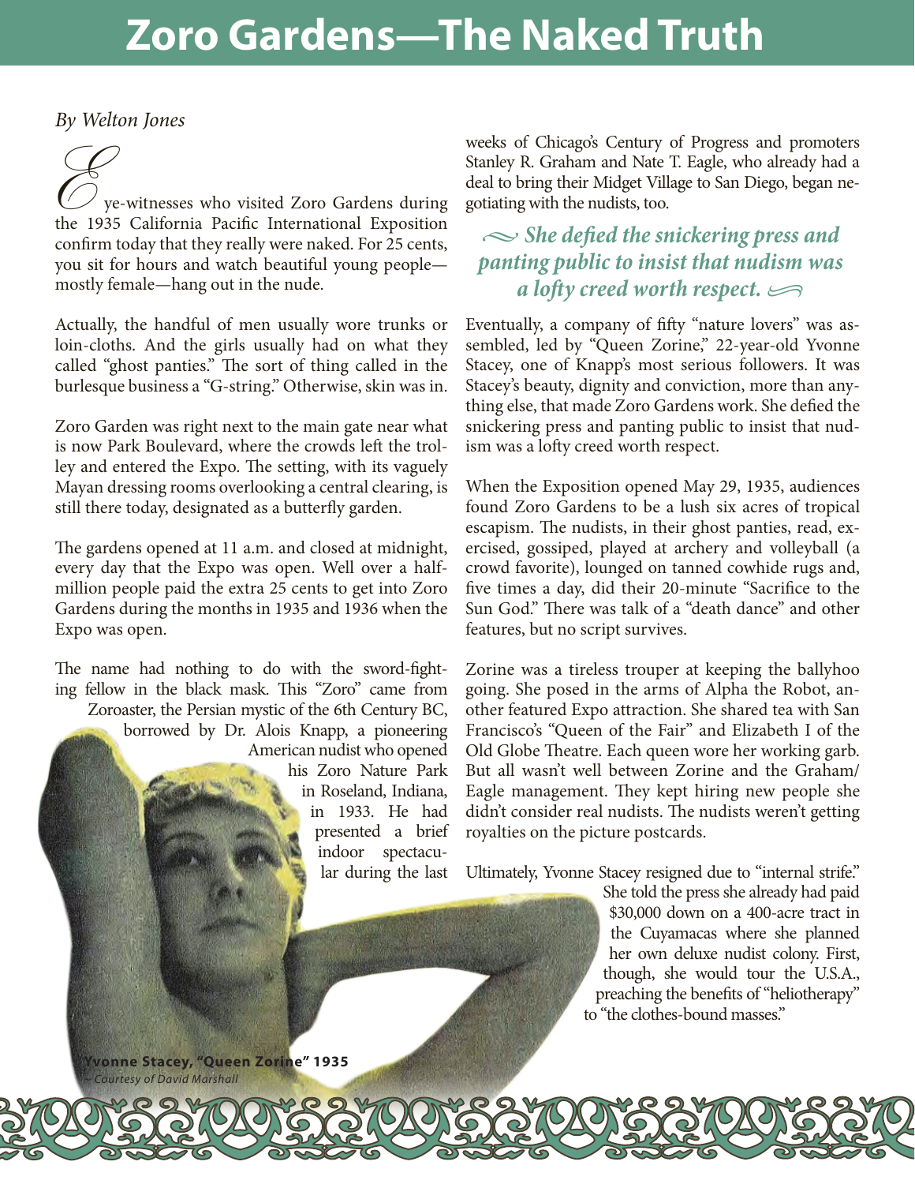# Zoro Gardens—The Naked Truth

*By Welton Jones*

Eye-witnesses who visited Zoro Gardens during the 1935 California Pacific International Exposition confirm today that they really were naked. For 25 cents, you sit for hours and watch beautiful young people—mostly female—hang out in the nude.

Actually, the handful of men usually wore trunks or loin-cloths. And the girls usually had on what they called "ghost panties." The sort of thing called in the burlesque business a "G-string." Otherwise, skin was in.

Zoro Garden was right next to the main gate near what is now Park Boulevard, where the crowds left the trolley and entered the Expo. The setting, with its vaguely Mayan dressing rooms overlooking a central clearing, is still there today, designated as a butterfly garden.

The gardens opened at 11 a.m. and closed at midnight, every day that the Expo was open. Well over a half-million people paid the extra 25 cents to get into Zoro Gardens during the months in 1935 and 1936 when the Expo was open.

The name had nothing to do with the sword-fighting fellow in the black mask. This "Zoro" came from Zoroaster, the Persian mystic of the 6th Century BC, borrowed by Dr. Alois Knapp, a pioneering American nudist who opened his Zoro Nature Park in Roseland, Indiana, in 1933. He had presented a brief indoor spectacular during the last weeks of Chicago's Century of Progress and promoters Stanley R. Graham and Nate T. Eagle, who already had a deal to bring their Midget Village to San Diego, began negotiating with the nudists, too.

> *She defied the snickering press and panting public to insist that nudism was a lofty creed worth respect.*

Eventually, a company of fifty "nature lovers" was assembled, led by "Queen Zorine," 22-year-old Yvonne Stacey, one of Knapp's most serious followers. It was Stacey's beauty, dignity and conviction, more than anything else, that made Zoro Gardens work. She defied the snickering press and panting public to insist that nudism was a lofty creed worth respect.

When the Exposition opened May 29, 1935, audiences found Zoro Gardens to be a lush six acres of tropical escapism. The nudists, in their ghost panties, read, exercised, gossiped, played at archery and volleyball (a crowd favorite), lounged on tanned cowhide rugs and, five times a day, did their 20-minute "Sacrifice to the Sun God." There was talk of a "death dance" and other features, but no script survives.

Zorine was a tireless trouper at keeping the ballyhoo going. She posed in the arms of Alpha the Robot, another featured Expo attraction. She shared tea with San Francisco's "Queen of the Fair" and Elizabeth I of the Old Globe Theatre. Each queen wore her working garb. But all wasn't well between Zorine and the Graham/Eagle management. They kept hiring new people she didn't consider real nudists. The nudists weren't getting royalties on the picture postcards.

Ultimately, Yvonne Stacey resigned due to "internal strife." She told the press she already had paid $30,000 down on a 400-acre tract in the Cuyamacas where she planned her own deluxe nudist colony. First, though, she would tour the U.S.A., preaching the benefits of "heliotherapy" to "the clothes-bound masses."

**Yvonne Stacey, "Queen Zorine" 1935**
*~ Courtesy of David Marshall*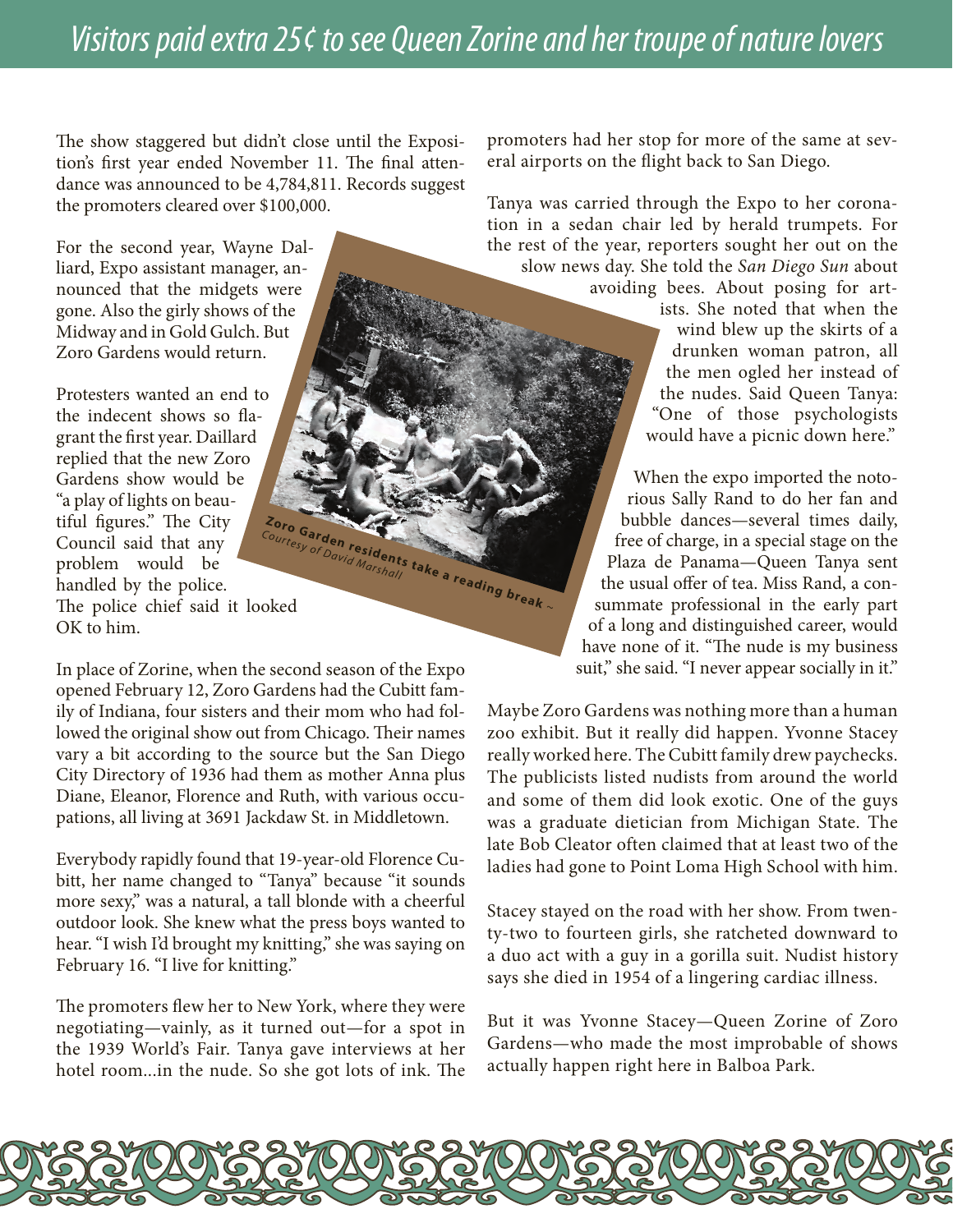# Visitors paid extra 25¢ to see Queen Zorine and her troupe of nature lovers

The show staggered but didn't close until the Exposition's first year ended November 11. The final attendance was announced to be 4,784,811. Records suggest the promoters cleared over $100,000.

For the second year, Wayne Dalliard, Expo assistant manager, announced that the midgets were gone. Also the girly shows of the Midway and in Gold Gulch. But Zoro Gardens would return.

Protesters wanted an end to the indecent shows so flagrant the first year. Daillard replied that the new Zoro Gardens show would be "a play of lights on beautiful figures." The City Council said that any problem would be handled by the police. The police chief said it looked OK to him.

**Zoro Garden residents take a reading break ~**
*Courtesy of David Marshall*

In place of Zorine, when the second season of the Expo opened February 12, Zoro Gardens had the Cubitt family of Indiana, four sisters and their mom who had followed the original show out from Chicago. Their names vary a bit according to the source but the San Diego City Directory of 1936 had them as mother Anna plus Diane, Eleanor, Florence and Ruth, with various occupations, all living at 3691 Jackdaw St. in Middletown.

Everybody rapidly found that 19-year-old Florence Cubitt, her name changed to "Tanya" because "it sounds more sexy," was a natural, a tall blonde with a cheerful outdoor look. She knew what the press boys wanted to hear. "I wish I'd brought my knitting," she was saying on February 16. "I live for knitting."

The promoters flew her to New York, where they were negotiating—vainly, as it turned out—for a spot in the 1939 World's Fair. Tanya gave interviews at her hotel room...in the nude. So she got lots of ink. The promoters had her stop for more of the same at several airports on the flight back to San Diego.

Tanya was carried through the Expo to her coronation in a sedan chair led by herald trumpets. For the rest of the year, reporters sought her out on the slow news day. She told the *San Diego Sun* about avoiding bees. About posing for artists. She noted that when the wind blew up the skirts of a drunken woman patron, all the men ogled her instead of the nudes. Said Queen Tanya: "One of those psychologists would have a picnic down here."

When the expo imported the notorious Sally Rand to do her fan and bubble dances—several times daily, free of charge, in a special stage on the Plaza de Panama—Queen Tanya sent the usual offer of tea. Miss Rand, a consummate professional in the early part of a long and distinguished career, would have none of it. "The nude is my business suit," she said. "I never appear socially in it."

Maybe Zoro Gardens was nothing more than a human zoo exhibit. But it really did happen. Yvonne Stacey really worked here. The Cubitt family drew paychecks. The publicists listed nudists from around the world and some of them did look exotic. One of the guys was a graduate dietician from Michigan State. The late Bob Cleator often claimed that at least two of the ladies had gone to Point Loma High School with him.

Stacey stayed on the road with her show. From twenty-two to fourteen girls, she ratcheted downward to a duo act with a guy in a gorilla suit. Nudist history says she died in 1954 of a lingering cardiac illness.

But it was Yvonne Stacey—Queen Zorine of Zoro Gardens—who made the most improbable of shows actually happen right here in Balboa Park.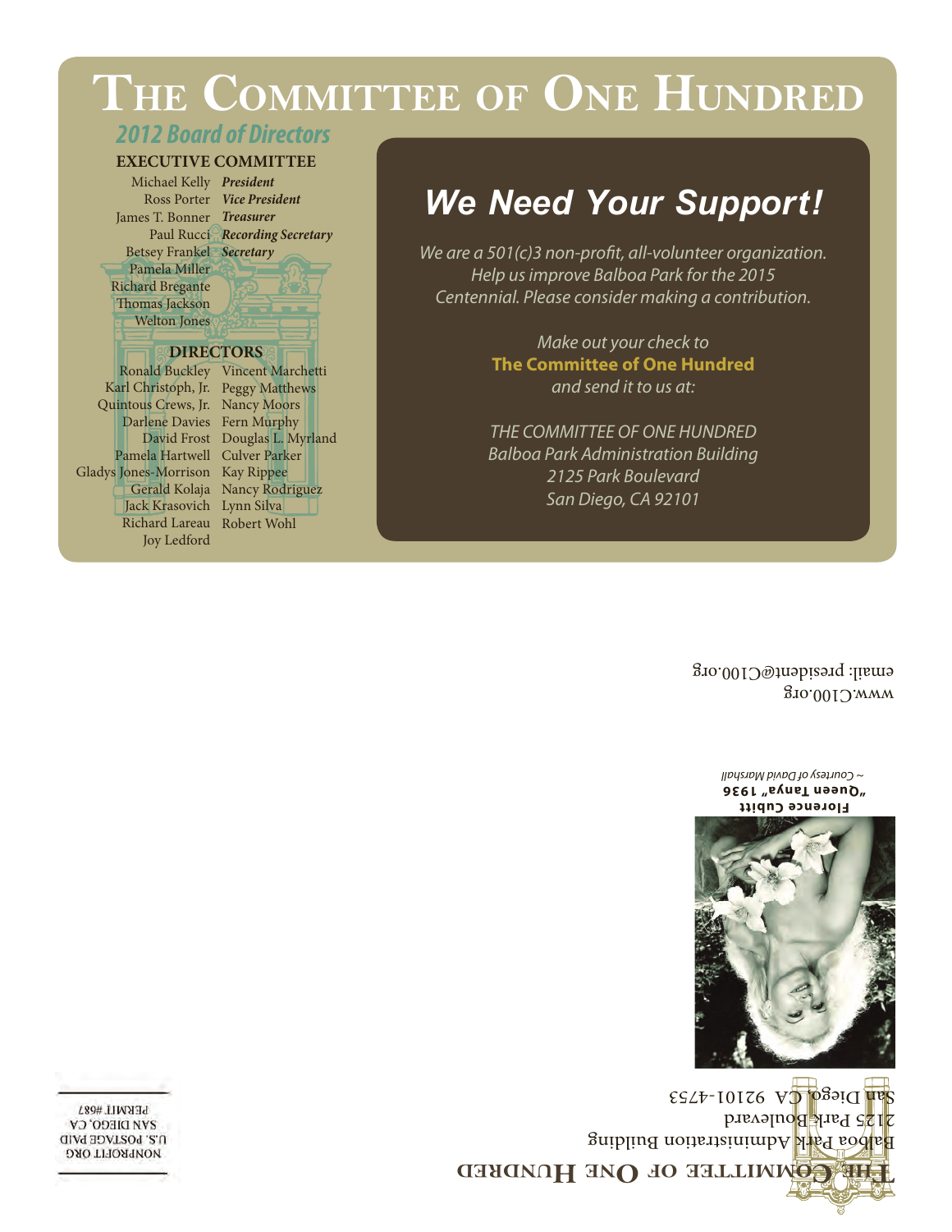# The Committee of One Hundred

## 2012 Board of Directors

### EXECUTIVE COMMITTEE

Michael Kelly *President*
Ross Porter *Vice President*
James T. Bonner *Treasurer*
Paul Rucci *Recording Secretary*
Betsey Frankel *Secretary*
Pamela Miller
Richard Bregante
Thomas Jackson
Welton Jones

### DIRECTORS

Ronald Buckley
Karl Christoph, Jr.
Quintous Crews, Jr.
Darlene Davies
David Frost
Pamela Hartwell
Gladys Jones-Morrison
Gerald Kolaja
Jack Krasovich
Richard Lareau
Joy Ledford
Vincent Marchetti
Peggy Matthews
Nancy Moors
Fern Murphy
Douglas L. Myrland
Culver Parker
Kay Rippee
Nancy Rodriguez
Lynn Silva
Robert Wohl

## We Need Your Support!

*We are a 501(c)3 non-profit, all-volunteer organization. Help us improve Balboa Park for the 2015 Centennial. Please consider making a contribution.*

*Make out your check to*
**The Committee of One Hundred**
*and send it to us at:*

*THE COMMITTEE OF ONE HUNDRED*
*Balboa Park Administration Building*
*2125 Park Boulevard*
*San Diego, CA 92101*

www.C100.org
email: president@C100.org

**Florence Cubitt**
**"Queen Tanya" 1936**
*~ Courtesy of David Marshall*

**The Committee of One Hundred**
Balboa Park Administration Building
2125 Park Boulevard
San Diego, CA 92101-4753

NONPROFIT ORG
U.S. POSTAGE PAID
SAN DIEGO, CA
PERMIT #687